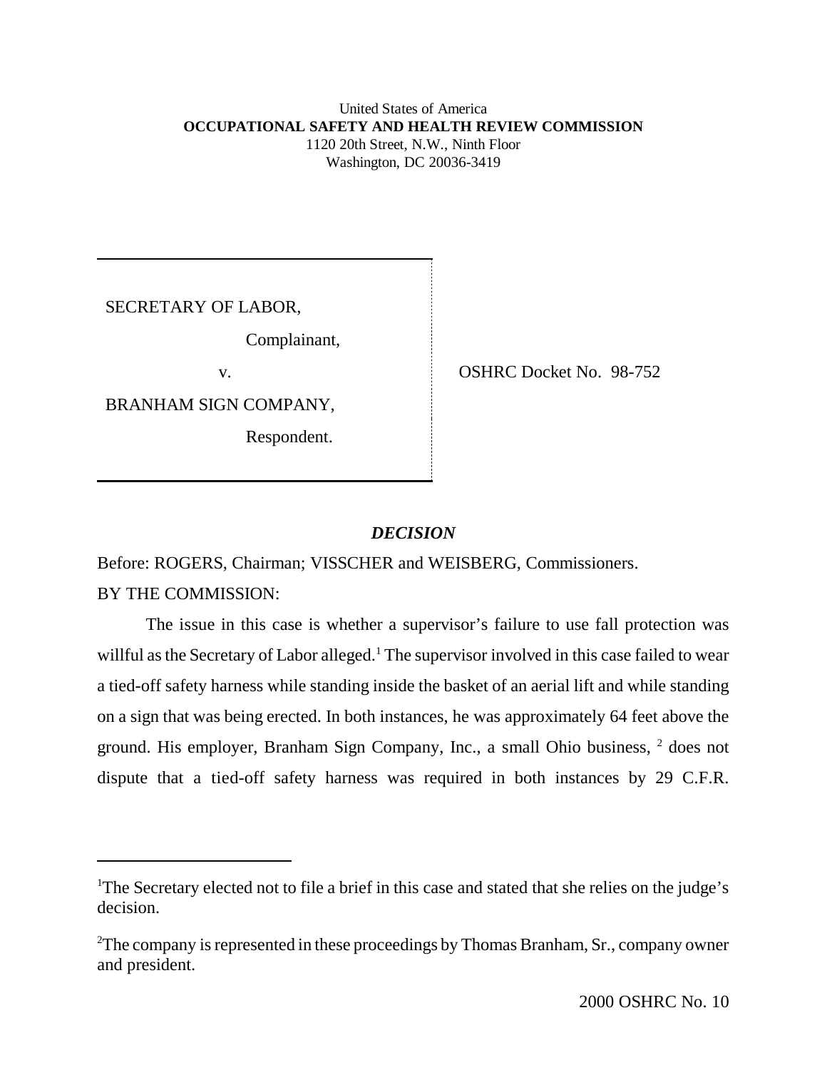United States of America
**OCCUPATIONAL SAFETY AND HEALTH REVIEW COMMISSION**
1120 20th Street, N.W., Ninth Floor
Washington, DC 20036-3419

SECRETARY OF LABOR,

Complainant,

v.

BRANHAM SIGN COMPANY,

Respondent.

OSHRC Docket No. 98-752

## *DECISION*

Before: ROGERS, Chairman; VISSCHER and WEISBERG, Commissioners.

BY THE COMMISSION:

The issue in this case is whether a supervisor's failure to use fall protection was willful as the Secretary of Labor alleged.[1] The supervisor involved in this case failed to wear a tied-off safety harness while standing inside the basket of an aerial lift and while standing on a sign that was being erected. In both instances, he was approximately 64 feet above the ground. His employer, Branham Sign Company, Inc., a small Ohio business, [2] does not dispute that a tied-off safety harness was required in both instances by 29 C.F.R.

---

[1]The Secretary elected not to file a brief in this case and stated that she relies on the judge's decision.

[2]The company is represented in these proceedings by Thomas Branham, Sr., company owner and president.

2000 OSHRC No. 10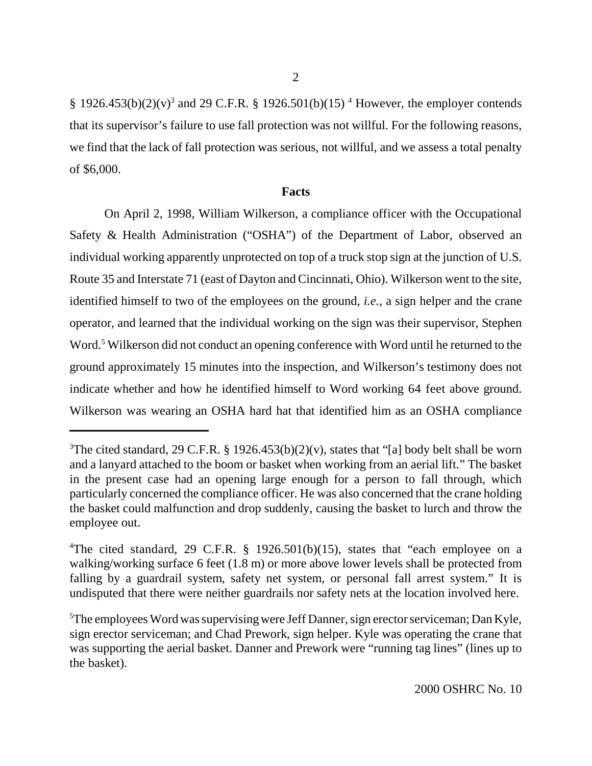§ 1926.453(b)(2)(v)[3] and 29 C.F.R. § 1926.501(b)(15) [4] However, the employer contends that its supervisor's failure to use fall protection was not willful. For the following reasons, we find that the lack of fall protection was serious, not willful, and we assess a total penalty of $6,000.

**Facts**

On April 2, 1998, William Wilkerson, a compliance officer with the Occupational Safety & Health Administration ("OSHA") of the Department of Labor, observed an individual working apparently unprotected on top of a truck stop sign at the junction of U.S. Route 35 and Interstate 71 (east of Dayton and Cincinnati, Ohio). Wilkerson went to the site, identified himself to two of the employees on the ground, *i.e.*, a sign helper and the crane operator, and learned that the individual working on the sign was their supervisor, Stephen Word.[5] Wilkerson did not conduct an opening conference with Word until he returned to the ground approximately 15 minutes into the inspection, and Wilkerson's testimony does not indicate whether and how he identified himself to Word working 64 feet above ground. Wilkerson was wearing an OSHA hard hat that identified him as an OSHA compliance

---

[3]The cited standard, 29 C.F.R. § 1926.453(b)(2)(v), states that "[a] body belt shall be worn and a lanyard attached to the boom or basket when working from an aerial lift." The basket in the present case had an opening large enough for a person to fall through, which particularly concerned the compliance officer. He was also concerned that the crane holding the basket could malfunction and drop suddenly, causing the basket to lurch and throw the employee out.

[4]The cited standard, 29 C.F.R. § 1926.501(b)(15), states that "each employee on a walking/working surface 6 feet (1.8 m) or more above lower levels shall be protected from falling by a guardrail system, safety net system, or personal fall arrest system." It is undisputed that there were neither guardrails nor safety nets at the location involved here.

[5]The employees Word was supervising were Jeff Danner, sign erector serviceman; Dan Kyle, sign erector serviceman; and Chad Prework, sign helper. Kyle was operating the crane that was supporting the aerial basket. Danner and Prework were "running tag lines" (lines up to the basket).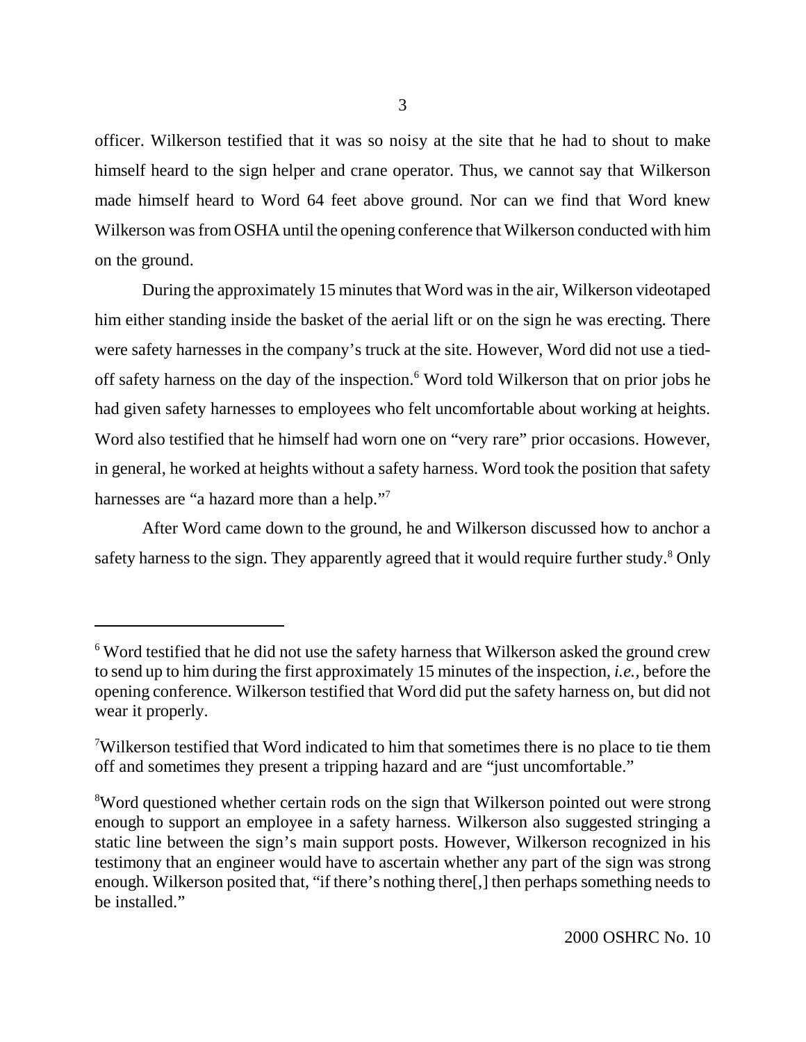officer. Wilkerson testified that it was so noisy at the site that he had to shout to make himself heard to the sign helper and crane operator. Thus, we cannot say that Wilkerson made himself heard to Word 64 feet above ground. Nor can we find that Word knew Wilkerson was from OSHA until the opening conference that Wilkerson conducted with him on the ground.

During the approximately 15 minutes that Word was in the air, Wilkerson videotaped him either standing inside the basket of the aerial lift or on the sign he was erecting. There were safety harnesses in the company's truck at the site. However, Word did not use a tied-off safety harness on the day of the inspection.[6] Word told Wilkerson that on prior jobs he had given safety harnesses to employees who felt uncomfortable about working at heights. Word also testified that he himself had worn one on "very rare" prior occasions. However, in general, he worked at heights without a safety harness. Word took the position that safety harnesses are "a hazard more than a help."[7]

After Word came down to the ground, he and Wilkerson discussed how to anchor a safety harness to the sign. They apparently agreed that it would require further study.[8] Only

---

[6] Word testified that he did not use the safety harness that Wilkerson asked the ground crew to send up to him during the first approximately 15 minutes of the inspection, *i.e.*, before the opening conference. Wilkerson testified that Word did put the safety harness on, but did not wear it properly.

[7] Wilkerson testified that Word indicated to him that sometimes there is no place to tie them off and sometimes they present a tripping hazard and are "just uncomfortable."

[8] Word questioned whether certain rods on the sign that Wilkerson pointed out were strong enough to support an employee in a safety harness. Wilkerson also suggested stringing a static line between the sign's main support posts. However, Wilkerson recognized in his testimony that an engineer would have to ascertain whether any part of the sign was strong enough. Wilkerson posited that, "if there's nothing there[,] then perhaps something needs to be installed."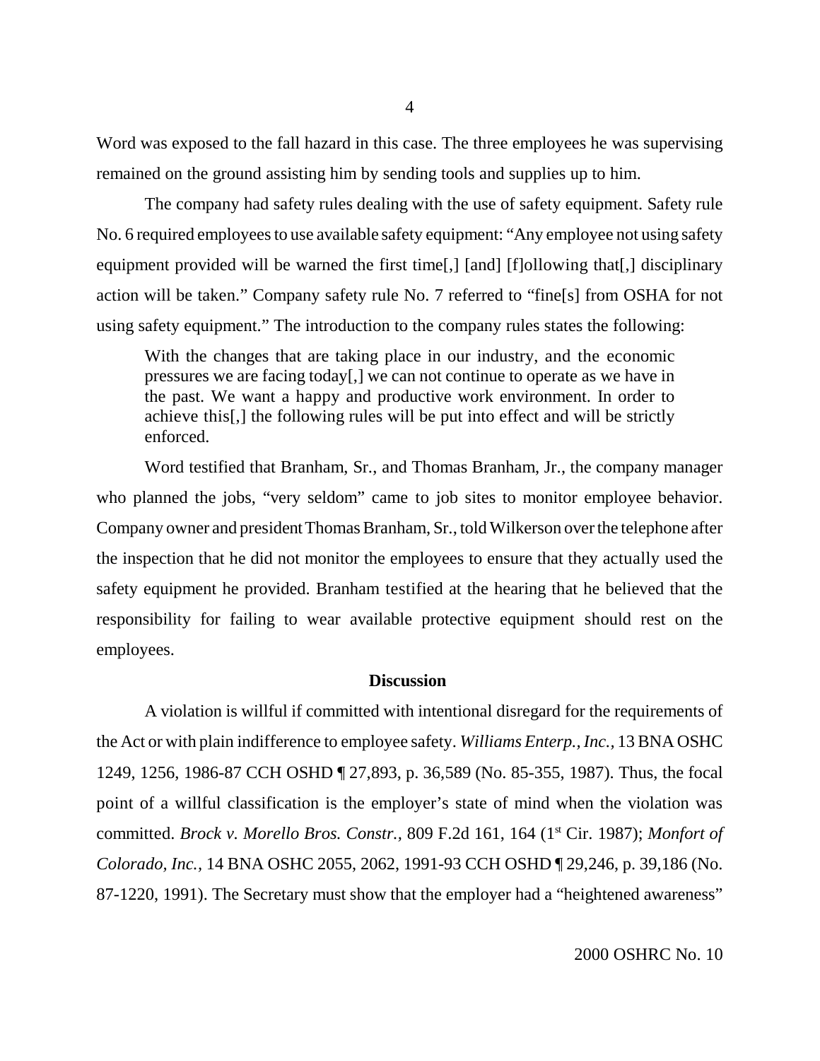Word was exposed to the fall hazard in this case. The three employees he was supervising remained on the ground assisting him by sending tools and supplies up to him.

The company had safety rules dealing with the use of safety equipment. Safety rule No. 6 required employees to use available safety equipment: "Any employee not using safety equipment provided will be warned the first time[,] [and] [f]ollowing that[,] disciplinary action will be taken." Company safety rule No. 7 referred to "fine[s] from OSHA for not using safety equipment." The introduction to the company rules states the following:

> With the changes that are taking place in our industry, and the economic pressures we are facing today[,] we can not continue to operate as we have in the past. We want a happy and productive work environment. In order to achieve this[,] the following rules will be put into effect and will be strictly enforced.

Word testified that Branham, Sr., and Thomas Branham, Jr., the company manager who planned the jobs, "very seldom" came to job sites to monitor employee behavior. Company owner and president Thomas Branham, Sr., told Wilkerson over the telephone after the inspection that he did not monitor the employees to ensure that they actually used the safety equipment he provided. Branham testified at the hearing that he believed that the responsibility for failing to wear available protective equipment should rest on the employees.

## Discussion

A violation is willful if committed with intentional disregard for the requirements of the Act or with plain indifference to employee safety. *Williams Enterp., Inc.*, 13 BNA OSHC 1249, 1256, 1986-87 CCH OSHD ¶ 27,893, p. 36,589 (No. 85-355, 1987). Thus, the focal point of a willful classification is the employer's state of mind when the violation was committed. *Brock v. Morello Bros. Constr.*, 809 F.2d 161, 164 (1st Cir. 1987); *Monfort of Colorado, Inc.*, 14 BNA OSHC 2055, 2062, 1991-93 CCH OSHD ¶ 29,246, p. 39,186 (No. 87-1220, 1991). The Secretary must show that the employer had a "heightened awareness"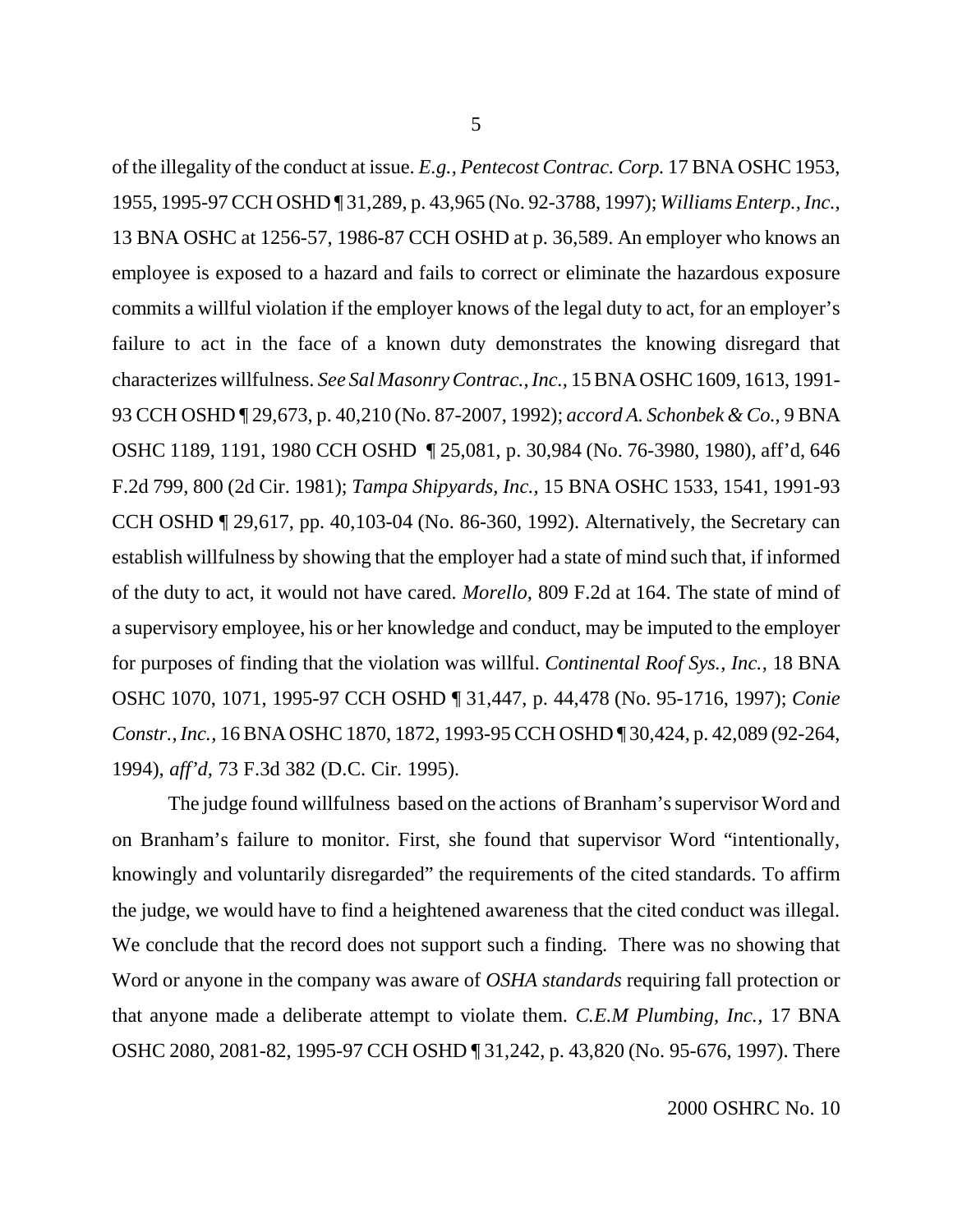of the illegality of the conduct at issue. *E.g., Pentecost Contrac. Corp.* 17 BNA OSHC 1953, 1955, 1995-97 CCH OSHD ¶ 31,289, p. 43,965 (No. 92-3788, 1997); *Williams Enterp., Inc.*, 13 BNA OSHC at 1256-57, 1986-87 CCH OSHD at p. 36,589. An employer who knows an employee is exposed to a hazard and fails to correct or eliminate the hazardous exposure commits a willful violation if the employer knows of the legal duty to act, for an employer's failure to act in the face of a known duty demonstrates the knowing disregard that characterizes willfulness. *See Sal Masonry Contrac., Inc.*, 15 BNA OSHC 1609, 1613, 1991-93 CCH OSHD ¶ 29,673, p. 40,210 (No. 87-2007, 1992); *accord A. Schonbek & Co.,* 9 BNA OSHC 1189, 1191, 1980 CCH OSHD ¶ 25,081, p. 30,984 (No. 76-3980, 1980), aff'd, 646 F.2d 799, 800 (2d Cir. 1981); *Tampa Shipyards, Inc.,* 15 BNA OSHC 1533, 1541, 1991-93 CCH OSHD ¶ 29,617, pp. 40,103-04 (No. 86-360, 1992). Alternatively, the Secretary can establish willfulness by showing that the employer had a state of mind such that, if informed of the duty to act, it would not have cared. *Morello,* 809 F.2d at 164. The state of mind of a supervisory employee, his or her knowledge and conduct, may be imputed to the employer for purposes of finding that the violation was willful. *Continental Roof Sys., Inc.,* 18 BNA OSHC 1070, 1071, 1995-97 CCH OSHD ¶ 31,447, p. 44,478 (No. 95-1716, 1997); *Conie Constr., Inc.*, 16 BNA OSHC 1870, 1872, 1993-95 CCH OSHD ¶ 30,424, p. 42,089 (92-264, 1994), *aff'd*, 73 F.3d 382 (D.C. Cir. 1995).

The judge found willfulness based on the actions of Branham's supervisor Word and on Branham's failure to monitor. First, she found that supervisor Word "intentionally, knowingly and voluntarily disregarded" the requirements of the cited standards. To affirm the judge, we would have to find a heightened awareness that the cited conduct was illegal. We conclude that the record does not support such a finding. There was no showing that Word or anyone in the company was aware of *OSHA standards* requiring fall protection or that anyone made a deliberate attempt to violate them. *C.E.M Plumbing, Inc.*, 17 BNA OSHC 2080, 2081-82, 1995-97 CCH OSHD ¶ 31,242, p. 43,820 (No. 95-676, 1997). There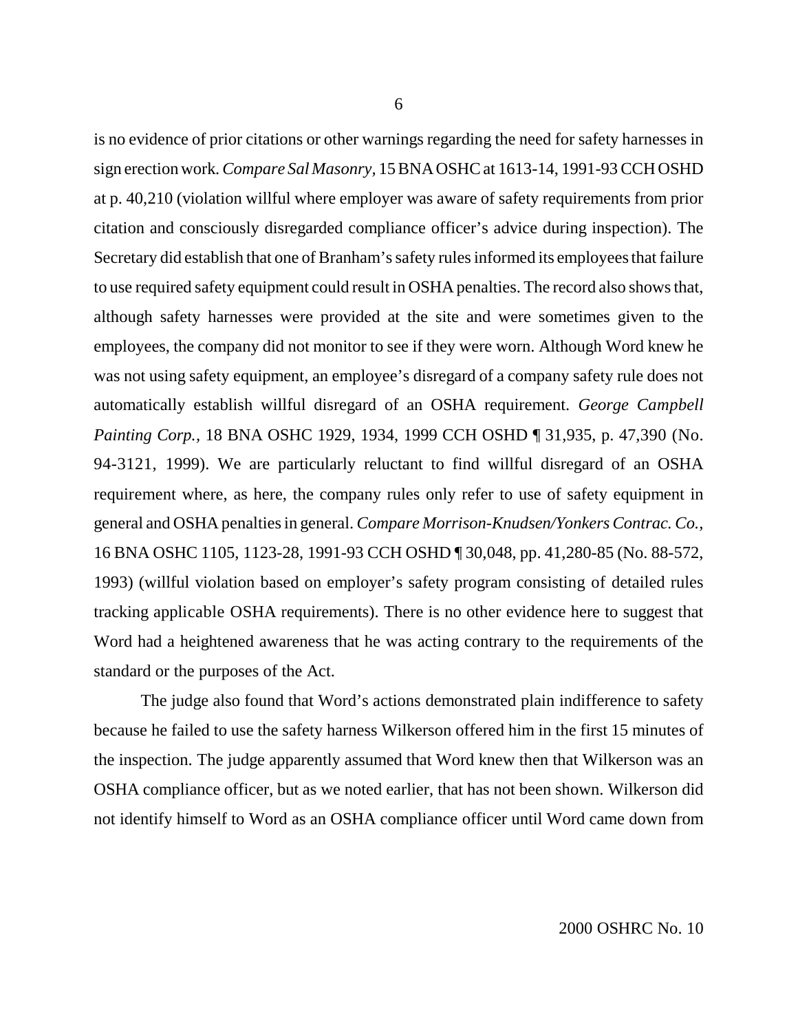is no evidence of prior citations or other warnings regarding the need for safety harnesses in sign erection work. *Compare Sal Masonry*, 15 BNA OSHC at 1613-14, 1991-93 CCH OSHD at p. 40,210 (violation willful where employer was aware of safety requirements from prior citation and consciously disregarded compliance officer's advice during inspection). The Secretary did establish that one of Branham's safety rules informed its employees that failure to use required safety equipment could result in OSHA penalties. The record also shows that, although safety harnesses were provided at the site and were sometimes given to the employees, the company did not monitor to see if they were worn. Although Word knew he was not using safety equipment, an employee's disregard of a company safety rule does not automatically establish willful disregard of an OSHA requirement. *George Campbell Painting Corp.*, 18 BNA OSHC 1929, 1934, 1999 CCH OSHD ¶ 31,935, p. 47,390 (No. 94-3121, 1999). We are particularly reluctant to find willful disregard of an OSHA requirement where, as here, the company rules only refer to use of safety equipment in general and OSHA penalties in general. *Compare Morrison-Knudsen/Yonkers Contrac. Co.*, 16 BNA OSHC 1105, 1123-28, 1991-93 CCH OSHD ¶ 30,048, pp. 41,280-85 (No. 88-572, 1993) (willful violation based on employer's safety program consisting of detailed rules tracking applicable OSHA requirements). There is no other evidence here to suggest that Word had a heightened awareness that he was acting contrary to the requirements of the standard or the purposes of the Act.

The judge also found that Word's actions demonstrated plain indifference to safety because he failed to use the safety harness Wilkerson offered him in the first 15 minutes of the inspection. The judge apparently assumed that Word knew then that Wilkerson was an OSHA compliance officer, but as we noted earlier, that has not been shown. Wilkerson did not identify himself to Word as an OSHA compliance officer until Word came down from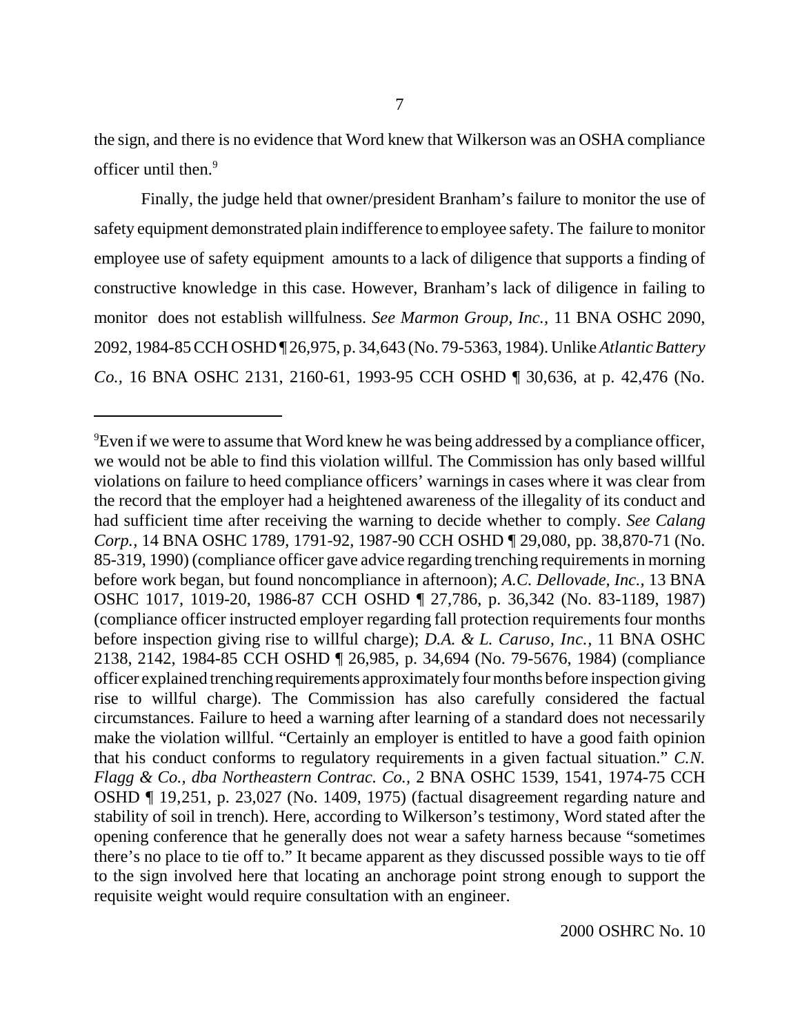the sign, and there is no evidence that Word knew that Wilkerson was an OSHA compliance officer until then.[9]

Finally, the judge held that owner/president Branham's failure to monitor the use of safety equipment demonstrated plain indifference to employee safety. The failure to monitor employee use of safety equipment amounts to a lack of diligence that supports a finding of constructive knowledge in this case. However, Branham's lack of diligence in failing to monitor does not establish willfulness. *See Marmon Group, Inc.*, 11 BNA OSHC 2090, 2092, 1984-85 CCH OSHD ¶ 26,975, p. 34,643 (No. 79-5363, 1984). Unlike *Atlantic Battery Co.*, 16 BNA OSHC 2131, 2160-61, 1993-95 CCH OSHD ¶ 30,636, at p. 42,476 (No.

---

[9]Even if we were to assume that Word knew he was being addressed by a compliance officer, we would not be able to find this violation willful. The Commission has only based willful violations on failure to heed compliance officers' warnings in cases where it was clear from the record that the employer had a heightened awareness of the illegality of its conduct and had sufficient time after receiving the warning to decide whether to comply. *See Calang Corp.*, 14 BNA OSHC 1789, 1791-92, 1987-90 CCH OSHD ¶ 29,080, pp. 38,870-71 (No. 85-319, 1990) (compliance officer gave advice regarding trenching requirements in morning before work began, but found noncompliance in afternoon); *A.C. Dellovade, Inc.*, 13 BNA OSHC 1017, 1019-20, 1986-87 CCH OSHD ¶ 27,786, p. 36,342 (No. 83-1189, 1987) (compliance officer instructed employer regarding fall protection requirements four months before inspection giving rise to willful charge); *D.A. & L. Caruso, Inc.*, 11 BNA OSHC 2138, 2142, 1984-85 CCH OSHD ¶ 26,985, p. 34,694 (No. 79-5676, 1984) (compliance officer explained trenching requirements approximately four months before inspection giving rise to willful charge). The Commission has also carefully considered the factual circumstances. Failure to heed a warning after learning of a standard does not necessarily make the violation willful. "Certainly an employer is entitled to have a good faith opinion that his conduct conforms to regulatory requirements in a given factual situation." *C.N. Flagg & Co., dba Northeastern Contrac. Co.*, 2 BNA OSHC 1539, 1541, 1974-75 CCH OSHD ¶ 19,251, p. 23,027 (No. 1409, 1975) (factual disagreement regarding nature and stability of soil in trench). Here, according to Wilkerson's testimony, Word stated after the opening conference that he generally does not wear a safety harness because "sometimes there's no place to tie off to." It became apparent as they discussed possible ways to tie off to the sign involved here that locating an anchorage point strong enough to support the requisite weight would require consultation with an engineer.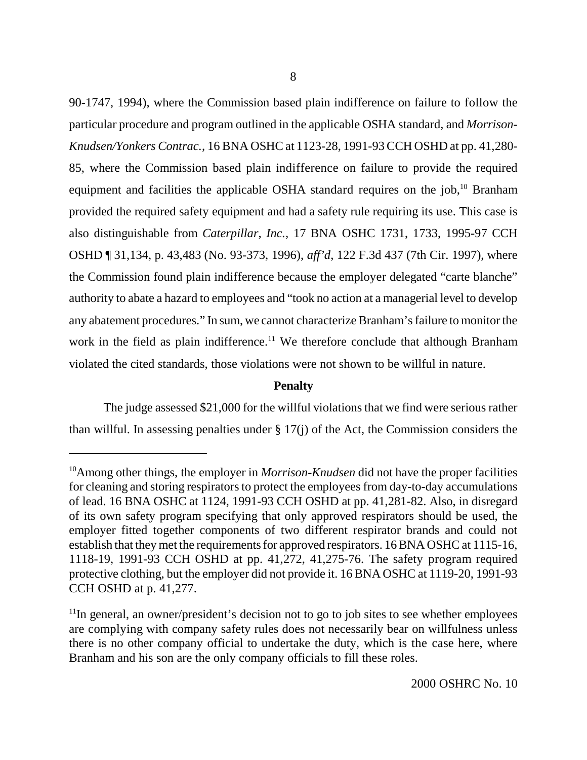90-1747, 1994), where the Commission based plain indifference on failure to follow the particular procedure and program outlined in the applicable OSHA standard, and *Morrison-Knudsen/Yonkers Contrac.*, 16 BNA OSHC at 1123-28, 1991-93 CCH OSHD at pp. 41,280-85, where the Commission based plain indifference on failure to provide the required equipment and facilities the applicable OSHA standard requires on the job,[10] Branham provided the required safety equipment and had a safety rule requiring its use. This case is also distinguishable from *Caterpillar, Inc.,* 17 BNA OSHC 1731, 1733, 1995-97 CCH OSHD ¶ 31,134, p. 43,483 (No. 93-373, 1996), *aff'd*, 122 F.3d 437 (7th Cir. 1997), where the Commission found plain indifference because the employer delegated "carte blanche" authority to abate a hazard to employees and "took no action at a managerial level to develop any abatement procedures." In sum, we cannot characterize Branham's failure to monitor the work in the field as plain indifference.[11] We therefore conclude that although Branham violated the cited standards, those violations were not shown to be willful in nature.

**Penalty**

The judge assessed $21,000 for the willful violations that we find were serious rather than willful. In assessing penalties under § 17(j) of the Act, the Commission considers the

---

[10] Among other things, the employer in *Morrison-Knudsen* did not have the proper facilities for cleaning and storing respirators to protect the employees from day-to-day accumulations of lead. 16 BNA OSHC at 1124, 1991-93 CCH OSHD at pp. 41,281-82. Also, in disregard of its own safety program specifying that only approved respirators should be used, the employer fitted together components of two different respirator brands and could not establish that they met the requirements for approved respirators. 16 BNA OSHC at 1115-16, 1118-19, 1991-93 CCH OSHD at pp. 41,272, 41,275-76. The safety program required protective clothing, but the employer did not provide it. 16 BNA OSHC at 1119-20, 1991-93 CCH OSHD at p. 41,277.

[11] In general, an owner/president's decision not to go to job sites to see whether employees are complying with company safety rules does not necessarily bear on willfulness unless there is no other company official to undertake the duty, which is the case here, where Branham and his son are the only company officials to fill these roles.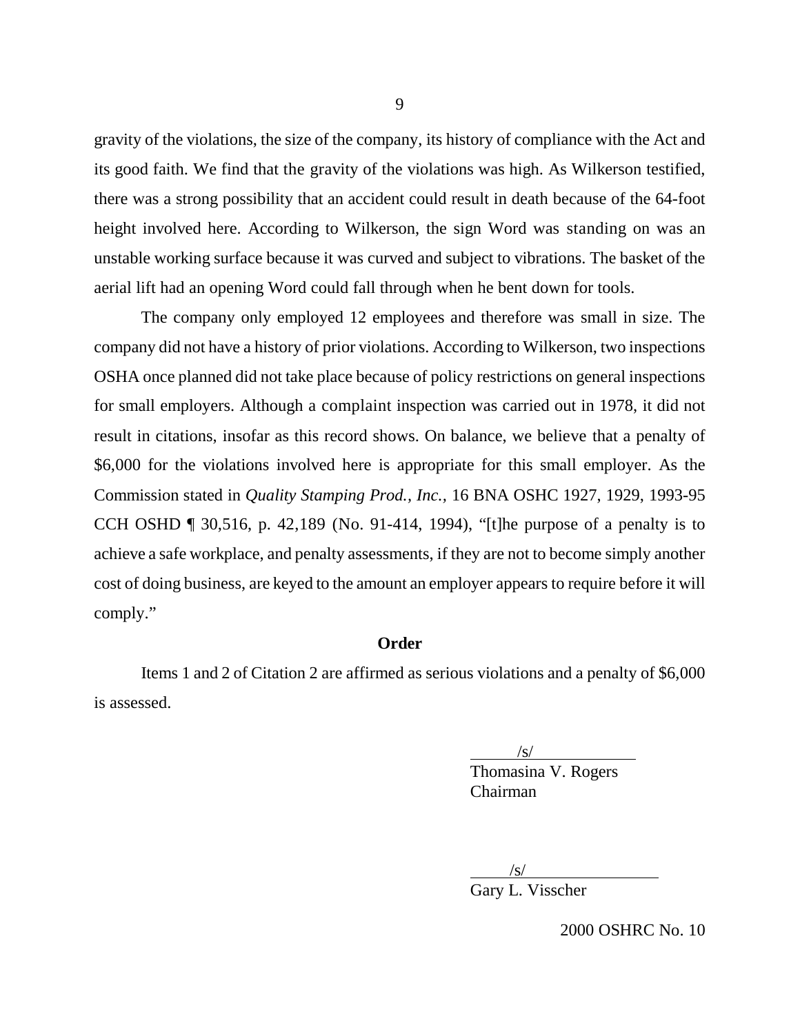gravity of the violations, the size of the company, its history of compliance with the Act and its good faith. We find that the gravity of the violations was high. As Wilkerson testified, there was a strong possibility that an accident could result in death because of the 64-foot height involved here. According to Wilkerson, the sign Word was standing on was an unstable working surface because it was curved and subject to vibrations. The basket of the aerial lift had an opening Word could fall through when he bent down for tools.

The company only employed 12 employees and therefore was small in size. The company did not have a history of prior violations. According to Wilkerson, two inspections OSHA once planned did not take place because of policy restrictions on general inspections for small employers. Although a complaint inspection was carried out in 1978, it did not result in citations, insofar as this record shows. On balance, we believe that a penalty of $6,000 for the violations involved here is appropriate for this small employer. As the Commission stated in *Quality Stamping Prod., Inc.*, 16 BNA OSHC 1927, 1929, 1993-95 CCH OSHD ¶ 30,516, p. 42,189 (No. 91-414, 1994), "[t]he purpose of a penalty is to achieve a safe workplace, and penalty assessments, if they are not to become simply another cost of doing business, are keyed to the amount an employer appears to require before it will comply."

**Order**

Items 1 and 2 of Citation 2 are affirmed as serious violations and a penalty of $6,000 is assessed.

/s/
Thomasina V. Rogers
Chairman

/s/
Gary L. Visscher

2000 OSHRC No. 10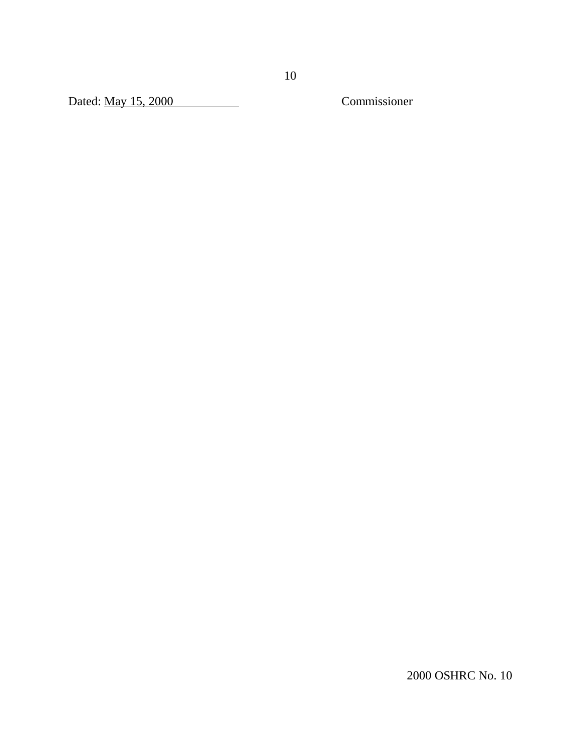Dated: May 15, 2000                                        Commissioner

2000 OSHRC No. 10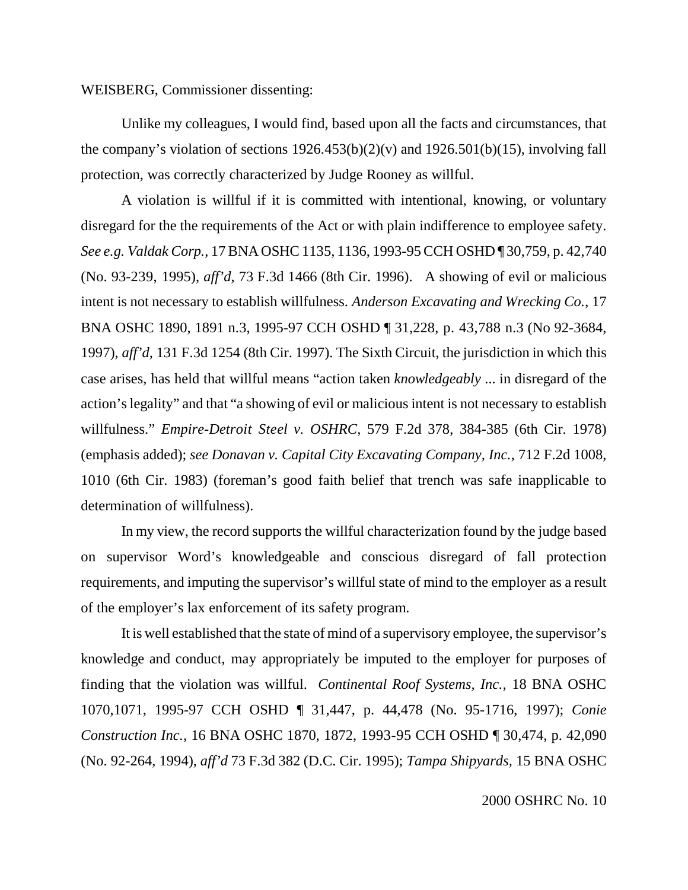WEISBERG, Commissioner dissenting:

Unlike my colleagues, I would find, based upon all the facts and circumstances, that the company's violation of sections 1926.453(b)(2)(v) and 1926.501(b)(15), involving fall protection, was correctly characterized by Judge Rooney as willful.

A violation is willful if it is committed with intentional, knowing, or voluntary disregard for the the requirements of the Act or with plain indifference to employee safety. *See e.g. Valdak Corp.*, 17 BNA OSHC 1135, 1136, 1993-95 CCH OSHD ¶ 30,759, p. 42,740 (No. 93-239, 1995), *aff'd*, 73 F.3d 1466 (8th Cir. 1996). A showing of evil or malicious intent is not necessary to establish willfulness. *Anderson Excavating and Wrecking Co.*, 17 BNA OSHC 1890, 1891 n.3, 1995-97 CCH OSHD ¶ 31,228, p. 43,788 n.3 (No 92-3684, 1997), *aff'd*, 131 F.3d 1254 (8th Cir. 1997). The Sixth Circuit, the jurisdiction in which this case arises, has held that willful means "action taken *knowledgeably* ... in disregard of the action's legality" and that "a showing of evil or malicious intent is not necessary to establish willfulness." *Empire-Detroit Steel v. OSHRC*, 579 F.2d 378, 384-385 (6th Cir. 1978) (emphasis added); *see Donavan v. Capital City Excavating Company, Inc.*, 712 F.2d 1008, 1010 (6th Cir. 1983) (foreman's good faith belief that trench was safe inapplicable to determination of willfulness).

In my view, the record supports the willful characterization found by the judge based on supervisor Word's knowledgeable and conscious disregard of fall protection requirements, and imputing the supervisor's willful state of mind to the employer as a result of the employer's lax enforcement of its safety program.

It is well established that the state of mind of a supervisory employee, the supervisor's knowledge and conduct, may appropriately be imputed to the employer for purposes of finding that the violation was willful. *Continental Roof Systems, Inc.*, 18 BNA OSHC 1070,1071, 1995-97 CCH OSHD ¶ 31,447, p. 44,478 (No. 95-1716, 1997); *Conie Construction Inc.*, 16 BNA OSHC 1870, 1872, 1993-95 CCH OSHD ¶ 30,474, p. 42,090 (No. 92-264, 1994), *aff'd* 73 F.3d 382 (D.C. Cir. 1995); *Tampa Shipyards*, 15 BNA OSHC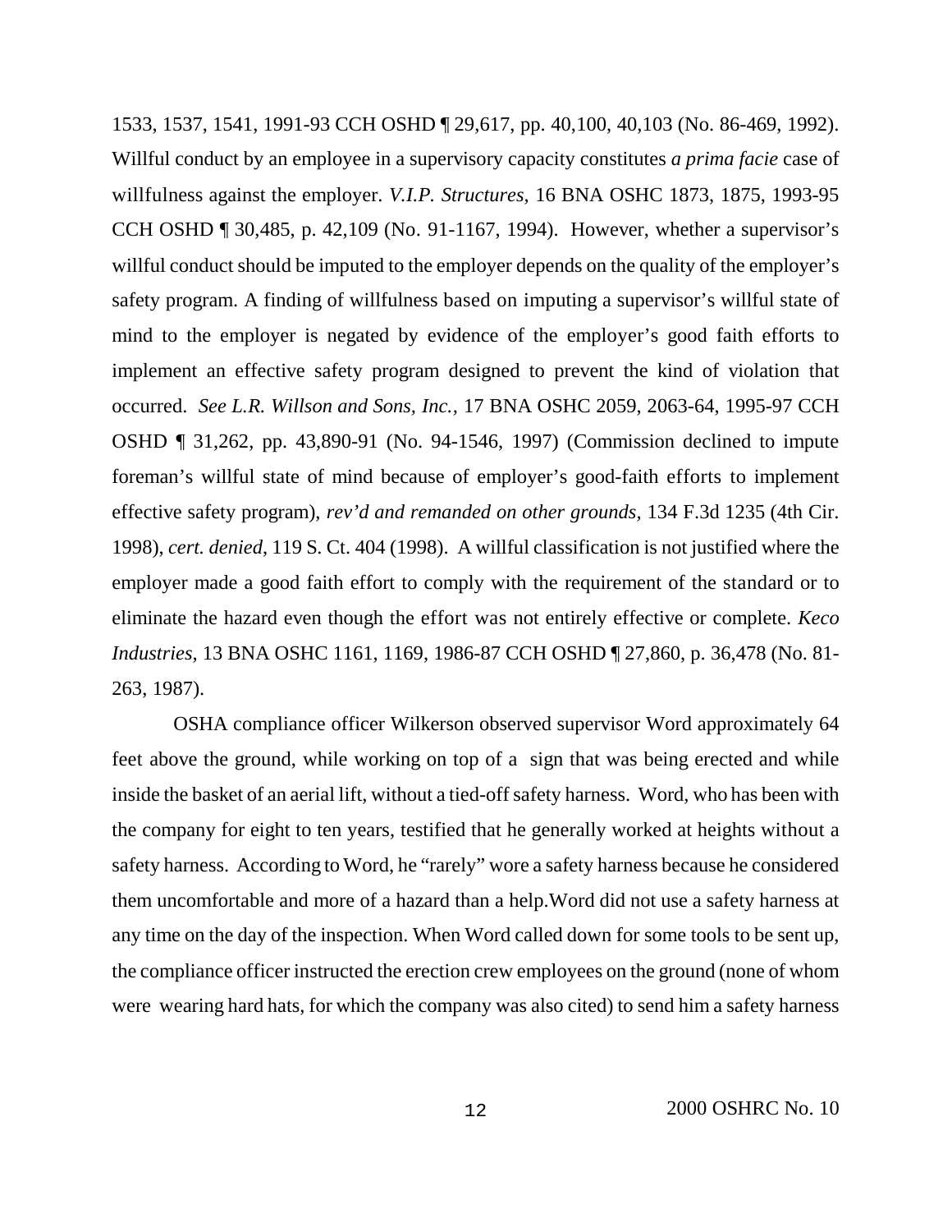1533, 1537, 1541, 1991-93 CCH OSHD ¶ 29,617, pp. 40,100, 40,103 (No. 86-469, 1992). Willful conduct by an employee in a supervisory capacity constitutes *a prima facie* case of willfulness against the employer. *V.I.P. Structures*, 16 BNA OSHC 1873, 1875, 1993-95 CCH OSHD ¶ 30,485, p. 42,109 (No. 91-1167, 1994). However, whether a supervisor's willful conduct should be imputed to the employer depends on the quality of the employer's safety program. A finding of willfulness based on imputing a supervisor's willful state of mind to the employer is negated by evidence of the employer's good faith efforts to implement an effective safety program designed to prevent the kind of violation that occurred. *See L.R. Willson and Sons, Inc.*, 17 BNA OSHC 2059, 2063-64, 1995-97 CCH OSHD ¶ 31,262, pp. 43,890-91 (No. 94-1546, 1997) (Commission declined to impute foreman's willful state of mind because of employer's good-faith efforts to implement effective safety program), *rev'd and remanded on other grounds*, 134 F.3d 1235 (4th Cir. 1998), *cert. denied*, 119 S. Ct. 404 (1998). A willful classification is not justified where the employer made a good faith effort to comply with the requirement of the standard or to eliminate the hazard even though the effort was not entirely effective or complete. *Keco Industries*, 13 BNA OSHC 1161, 1169, 1986-87 CCH OSHD ¶ 27,860, p. 36,478 (No. 81-263, 1987).

OSHA compliance officer Wilkerson observed supervisor Word approximately 64 feet above the ground, while working on top of a sign that was being erected and while inside the basket of an aerial lift, without a tied-off safety harness. Word, who has been with the company for eight to ten years, testified that he generally worked at heights without a safety harness. According to Word, he "rarely" wore a safety harness because he considered them uncomfortable and more of a hazard than a help.Word did not use a safety harness at any time on the day of the inspection. When Word called down for some tools to be sent up, the compliance officer instructed the erection crew employees on the ground (none of whom were wearing hard hats, for which the company was also cited) to send him a safety harness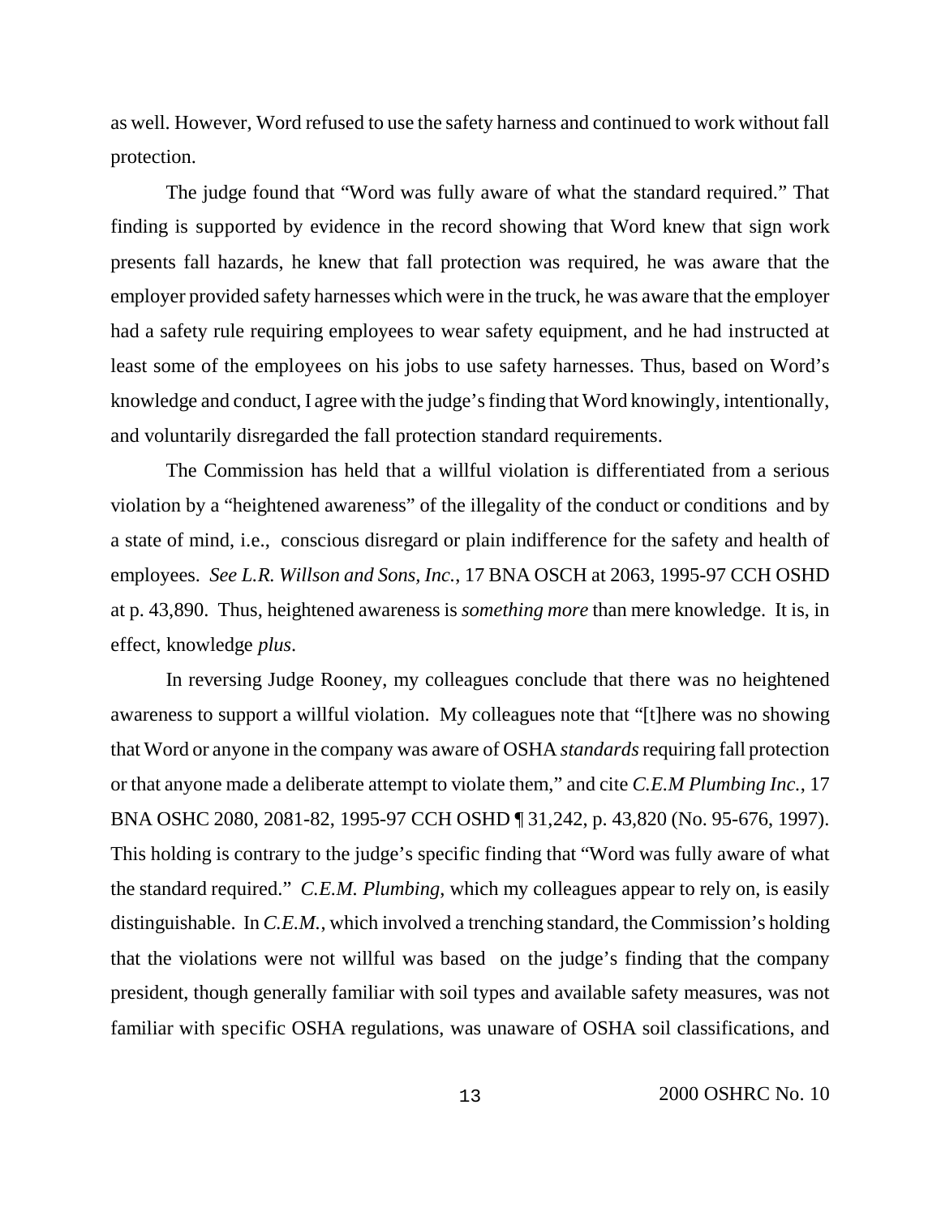as well. However, Word refused to use the safety harness and continued to work without fall protection.

The judge found that "Word was fully aware of what the standard required." That finding is supported by evidence in the record showing that Word knew that sign work presents fall hazards, he knew that fall protection was required, he was aware that the employer provided safety harnesses which were in the truck, he was aware that the employer had a safety rule requiring employees to wear safety equipment, and he had instructed at least some of the employees on his jobs to use safety harnesses. Thus, based on Word's knowledge and conduct, I agree with the judge's finding that Word knowingly, intentionally, and voluntarily disregarded the fall protection standard requirements.

The Commission has held that a willful violation is differentiated from a serious violation by a "heightened awareness" of the illegality of the conduct or conditions and by a state of mind, i.e., conscious disregard or plain indifference for the safety and health of employees. *See L.R. Willson and Sons, Inc.*, 17 BNA OSCH at 2063, 1995-97 CCH OSHD at p. 43,890. Thus, heightened awareness is *something more* than mere knowledge. It is, in effect, knowledge *plus*.

In reversing Judge Rooney, my colleagues conclude that there was no heightened awareness to support a willful violation. My colleagues note that "[t]here was no showing that Word or anyone in the company was aware of OSHA *standards* requiring fall protection or that anyone made a deliberate attempt to violate them," and cite *C.E.M Plumbing Inc.*, 17 BNA OSHC 2080, 2081-82, 1995-97 CCH OSHD ¶ 31,242, p. 43,820 (No. 95-676, 1997). This holding is contrary to the judge's specific finding that "Word was fully aware of what the standard required." *C.E.M. Plumbing*, which my colleagues appear to rely on, is easily distinguishable. In *C.E.M.*, which involved a trenching standard, the Commission's holding that the violations were not willful was based on the judge's finding that the company president, though generally familiar with soil types and available safety measures, was not familiar with specific OSHA regulations, was unaware of OSHA soil classifications, and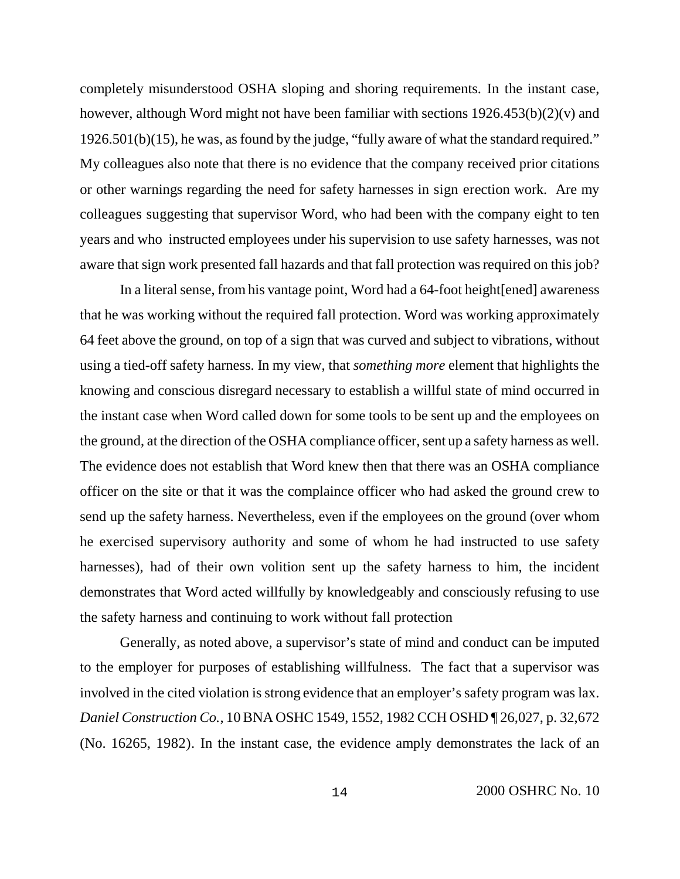completely misunderstood OSHA sloping and shoring requirements. In the instant case, however, although Word might not have been familiar with sections 1926.453(b)(2)(v) and 1926.501(b)(15), he was, as found by the judge, "fully aware of what the standard required." My colleagues also note that there is no evidence that the company received prior citations or other warnings regarding the need for safety harnesses in sign erection work. Are my colleagues suggesting that supervisor Word, who had been with the company eight to ten years and who instructed employees under his supervision to use safety harnesses, was not aware that sign work presented fall hazards and that fall protection was required on this job?

In a literal sense, from his vantage point, Word had a 64-foot height[ened] awareness that he was working without the required fall protection. Word was working approximately 64 feet above the ground, on top of a sign that was curved and subject to vibrations, without using a tied-off safety harness. In my view, that *something more* element that highlights the knowing and conscious disregard necessary to establish a willful state of mind occurred in the instant case when Word called down for some tools to be sent up and the employees on the ground, at the direction of the OSHA compliance officer, sent up a safety harness as well. The evidence does not establish that Word knew then that there was an OSHA compliance officer on the site or that it was the complaince officer who had asked the ground crew to send up the safety harness. Nevertheless, even if the employees on the ground (over whom he exercised supervisory authority and some of whom he had instructed to use safety harnesses), had of their own volition sent up the safety harness to him, the incident demonstrates that Word acted willfully by knowledgeably and consciously refusing to use the safety harness and continuing to work without fall protection

Generally, as noted above, a supervisor's state of mind and conduct can be imputed to the employer for purposes of establishing willfulness. The fact that a supervisor was involved in the cited violation is strong evidence that an employer's safety program was lax. *Daniel Construction Co.*, 10 BNA OSHC 1549, 1552, 1982 CCH OSHD ¶ 26,027, p. 32,672 (No. 16265, 1982). In the instant case, the evidence amply demonstrates the lack of an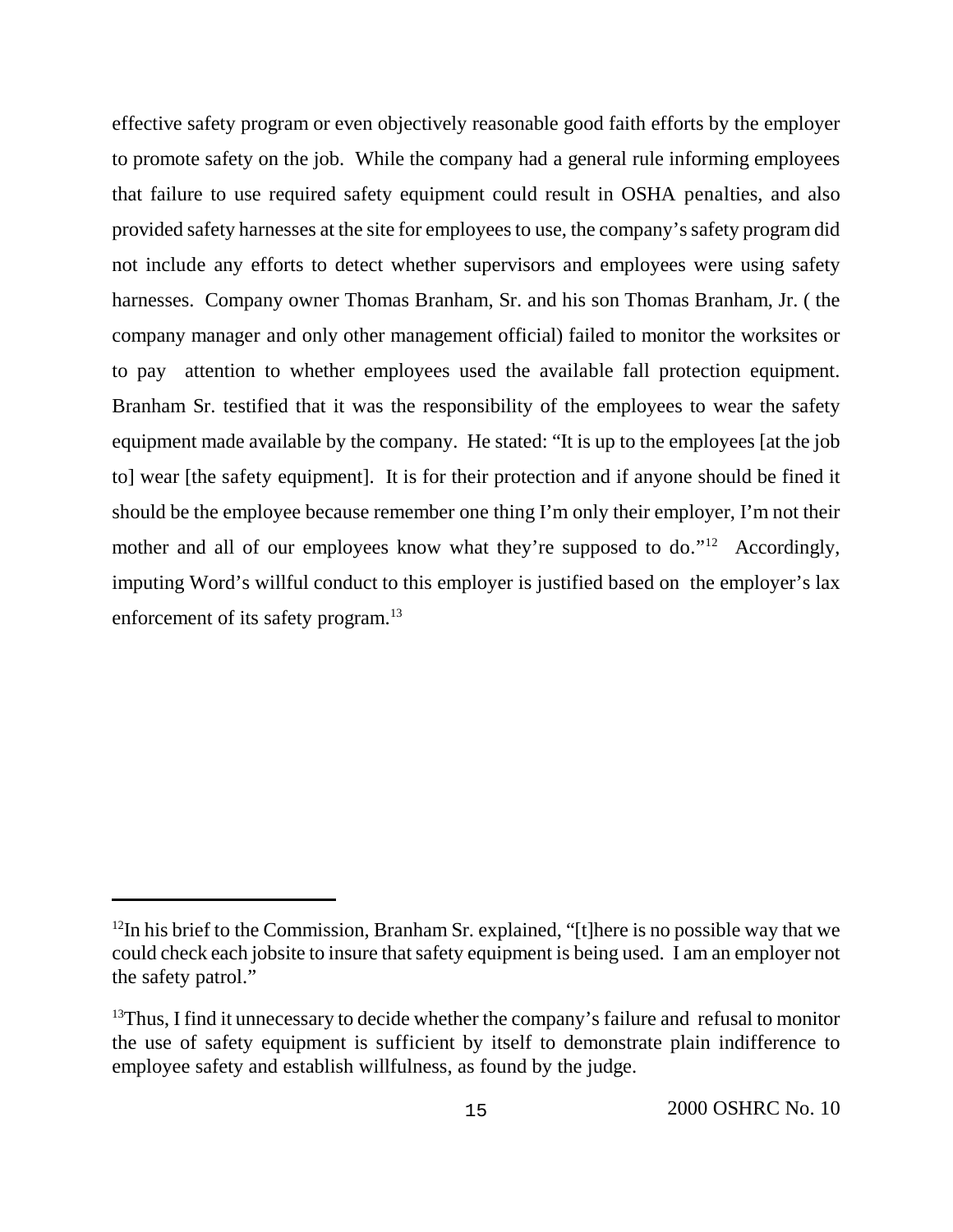effective safety program or even objectively reasonable good faith efforts by the employer to promote safety on the job. While the company had a general rule informing employees that failure to use required safety equipment could result in OSHA penalties, and also provided safety harnesses at the site for employees to use, the company's safety program did not include any efforts to detect whether supervisors and employees were using safety harnesses. Company owner Thomas Branham, Sr. and his son Thomas Branham, Jr. ( the company manager and only other management official) failed to monitor the worksites or to pay attention to whether employees used the available fall protection equipment. Branham Sr. testified that it was the responsibility of the employees to wear the safety equipment made available by the company. He stated: "It is up to the employees [at the job to] wear [the safety equipment]. It is for their protection and if anyone should be fined it should be the employee because remember one thing I'm only their employer, I'm not their mother and all of our employees know what they're supposed to do."[12] Accordingly, imputing Word's willful conduct to this employer is justified based on the employer's lax enforcement of its safety program.[13]

---

[12]In his brief to the Commission, Branham Sr. explained, "[t]here is no possible way that we could check each jobsite to insure that safety equipment is being used. I am an employer not the safety patrol."

[13]Thus, I find it unnecessary to decide whether the company's failure and refusal to monitor the use of safety equipment is sufficient by itself to demonstrate plain indifference to employee safety and establish willfulness, as found by the judge.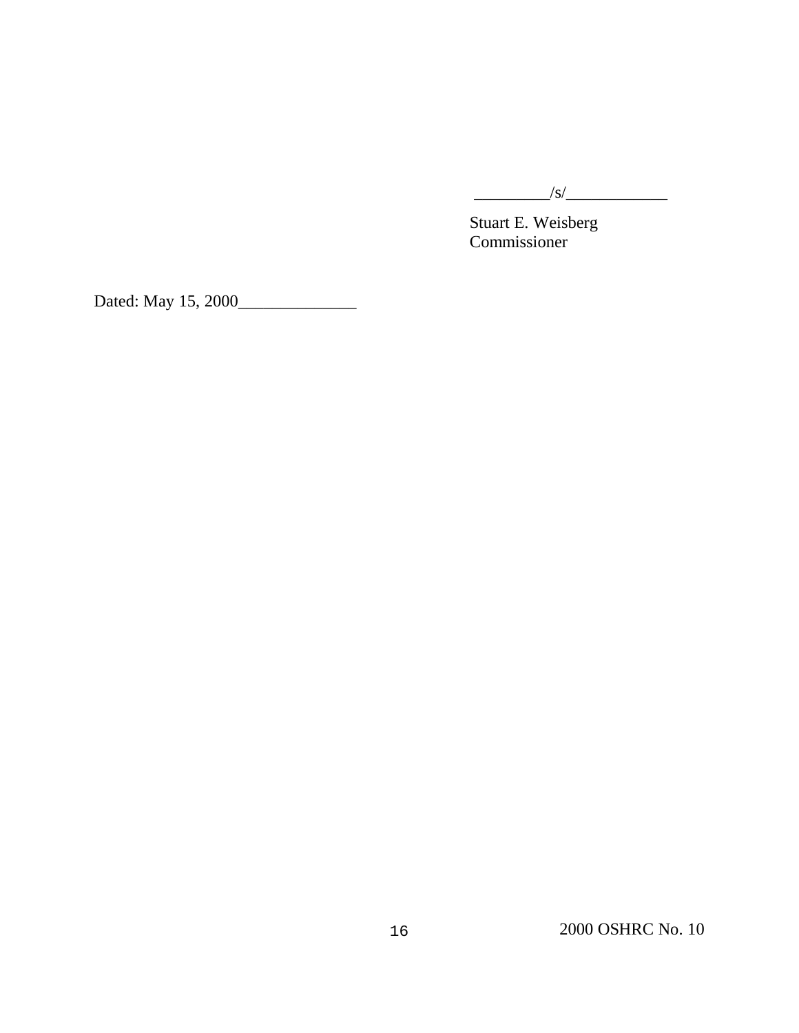_________/s/____________

Stuart E. Weisberg
Commissioner

Dated: May 15, 2000______________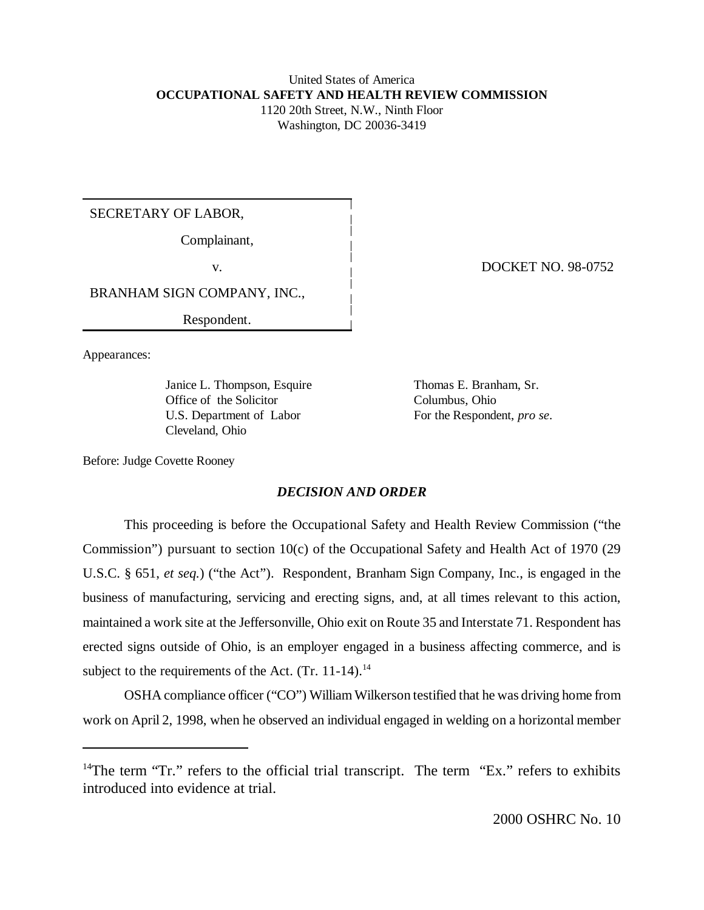United States of America
**OCCUPATIONAL SAFETY AND HEALTH REVIEW COMMISSION**
1120 20th Street, N.W., Ninth Floor
Washington, DC 20036-3419

| | |
|---|---|
| SECRETARY OF LABOR, Complainant, v. BRANHAM SIGN COMPANY, INC., Respondent. | DOCKET NO. 98-0752 |

Appearances:

Janice L. Thompson, Esquire
Office of the Solicitor
U.S. Department of Labor
Cleveland, Ohio

Thomas E. Branham, Sr.
Columbus, Ohio
For the Respondent, *pro se*.

Before: Judge Covette Rooney

## *DECISION AND ORDER*

This proceeding is before the Occupational Safety and Health Review Commission ("the Commission") pursuant to section 10(c) of the Occupational Safety and Health Act of 1970 (29 U.S.C. § 651, *et seq.*) ("the Act"). Respondent, Branham Sign Company, Inc., is engaged in the business of manufacturing, servicing and erecting signs, and, at all times relevant to this action, maintained a work site at the Jeffersonville, Ohio exit on Route 35 and Interstate 71. Respondent has erected signs outside of Ohio, is an employer engaged in a business affecting commerce, and is subject to the requirements of the Act. (Tr. 11-14).[14]

OSHA compliance officer ("CO") William Wilkerson testified that he was driving home from work on April 2, 1998, when he observed an individual engaged in welding on a horizontal member

[14]The term "Tr." refers to the official trial transcript. The term "Ex." refers to exhibits introduced into evidence at trial.

2000 OSHRC No. 10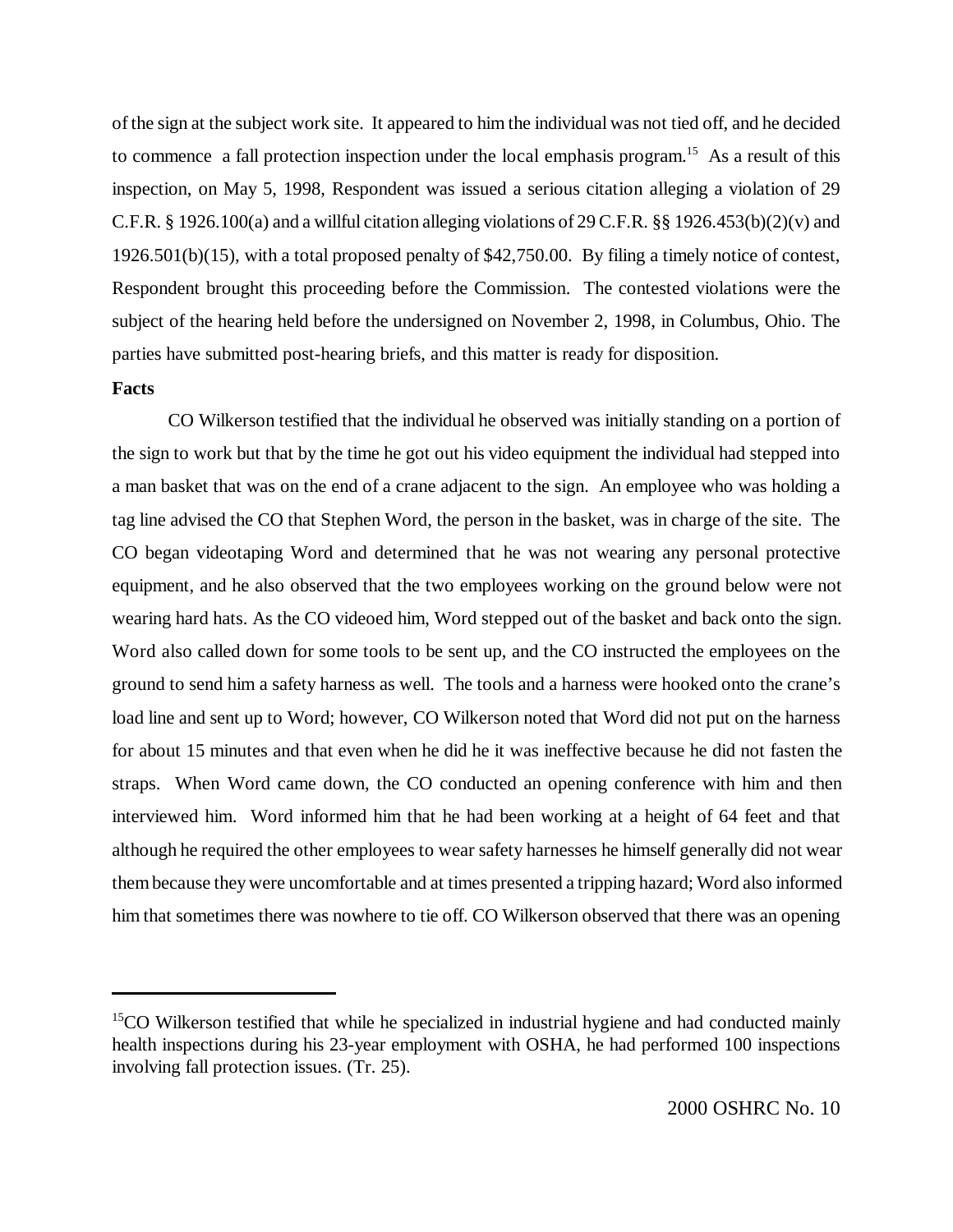of the sign at the subject work site. It appeared to him the individual was not tied off, and he decided to commence a fall protection inspection under the local emphasis program.[15] As a result of this inspection, on May 5, 1998, Respondent was issued a serious citation alleging a violation of 29 C.F.R. § 1926.100(a) and a willful citation alleging violations of 29 C.F.R. §§ 1926.453(b)(2)(v) and 1926.501(b)(15), with a total proposed penalty of $42,750.00. By filing a timely notice of contest, Respondent brought this proceeding before the Commission. The contested violations were the subject of the hearing held before the undersigned on November 2, 1998, in Columbus, Ohio. The parties have submitted post-hearing briefs, and this matter is ready for disposition.

**Facts**

CO Wilkerson testified that the individual he observed was initially standing on a portion of the sign to work but that by the time he got out his video equipment the individual had stepped into a man basket that was on the end of a crane adjacent to the sign. An employee who was holding a tag line advised the CO that Stephen Word, the person in the basket, was in charge of the site. The CO began videotaping Word and determined that he was not wearing any personal protective equipment, and he also observed that the two employees working on the ground below were not wearing hard hats. As the CO videoed him, Word stepped out of the basket and back onto the sign. Word also called down for some tools to be sent up, and the CO instructed the employees on the ground to send him a safety harness as well. The tools and a harness were hooked onto the crane's load line and sent up to Word; however, CO Wilkerson noted that Word did not put on the harness for about 15 minutes and that even when he did he it was ineffective because he did not fasten the straps. When Word came down, the CO conducted an opening conference with him and then interviewed him. Word informed him that he had been working at a height of 64 feet and that although he required the other employees to wear safety harnesses he himself generally did not wear them because they were uncomfortable and at times presented a tripping hazard; Word also informed him that sometimes there was nowhere to tie off. CO Wilkerson observed that there was an opening

---

[15]CO Wilkerson testified that while he specialized in industrial hygiene and had conducted mainly health inspections during his 23-year employment with OSHA, he had performed 100 inspections involving fall protection issues. (Tr. 25).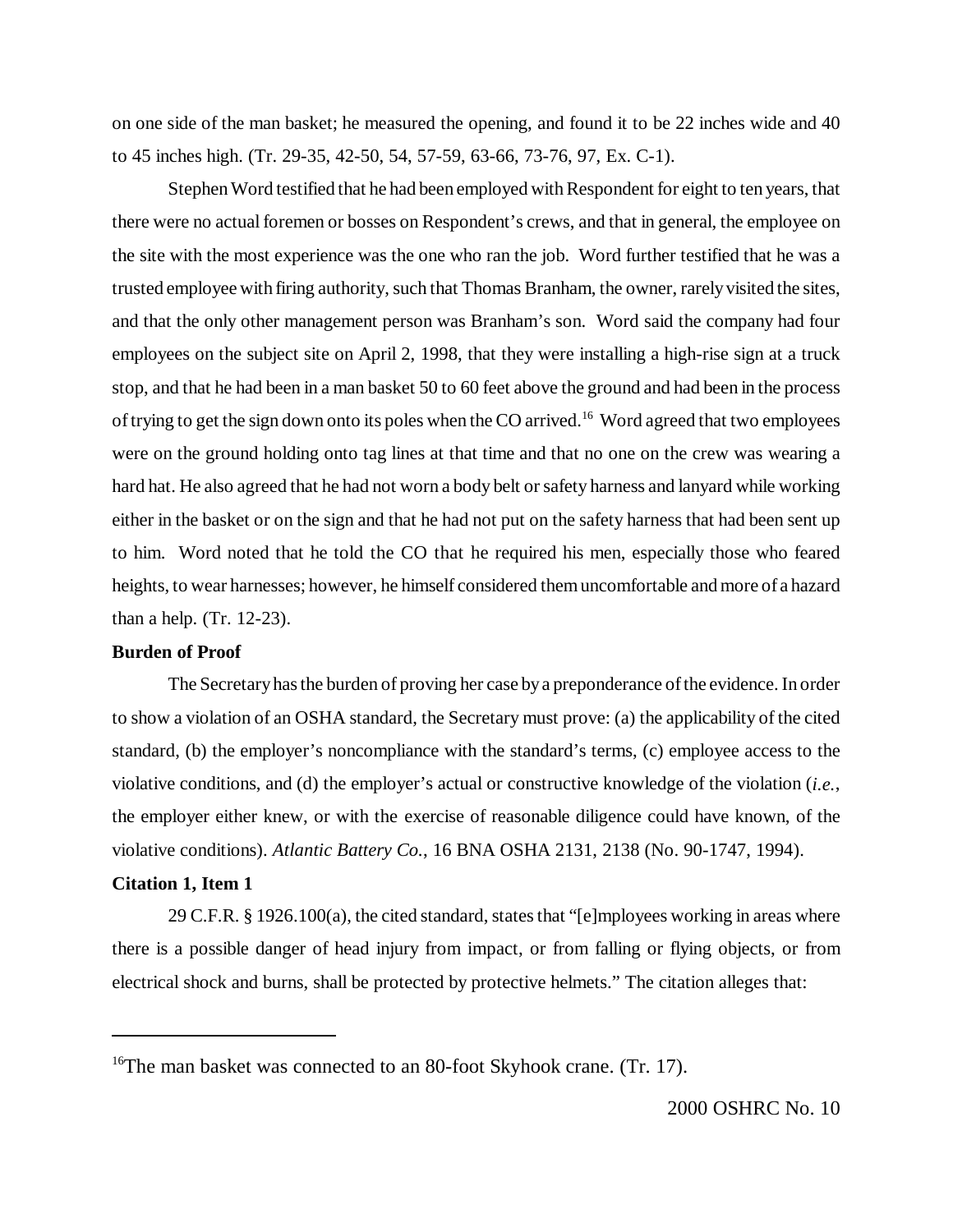on one side of the man basket; he measured the opening, and found it to be 22 inches wide and 40 to 45 inches high. (Tr. 29-35, 42-50, 54, 57-59, 63-66, 73-76, 97, Ex. C-1).

Stephen Word testified that he had been employed with Respondent for eight to ten years, that there were no actual foremen or bosses on Respondent's crews, and that in general, the employee on the site with the most experience was the one who ran the job. Word further testified that he was a trusted employee with firing authority, such that Thomas Branham, the owner, rarely visited the sites, and that the only other management person was Branham's son. Word said the company had four employees on the subject site on April 2, 1998, that they were installing a high-rise sign at a truck stop, and that he had been in a man basket 50 to 60 feet above the ground and had been in the process of trying to get the sign down onto its poles when the CO arrived.[16] Word agreed that two employees were on the ground holding onto tag lines at that time and that no one on the crew was wearing a hard hat. He also agreed that he had not worn a body belt or safety harness and lanyard while working either in the basket or on the sign and that he had not put on the safety harness that had been sent up to him. Word noted that he told the CO that he required his men, especially those who feared heights, to wear harnesses; however, he himself considered them uncomfortable and more of a hazard than a help. (Tr. 12-23).

**Burden of Proof**

The Secretary has the burden of proving her case by a preponderance of the evidence. In order to show a violation of an OSHA standard, the Secretary must prove: (a) the applicability of the cited standard, (b) the employer's noncompliance with the standard's terms, (c) employee access to the violative conditions, and (d) the employer's actual or constructive knowledge of the violation (*i.e.*, the employer either knew, or with the exercise of reasonable diligence could have known, of the violative conditions). *Atlantic Battery Co.*, 16 BNA OSHA 2131, 2138 (No. 90-1747, 1994).

**Citation 1, Item 1**

29 C.F.R. § 1926.100(a), the cited standard, states that "[e]mployees working in areas where there is a possible danger of head injury from impact, or from falling or flying objects, or from electrical shock and burns, shall be protected by protective helmets." The citation alleges that:

---

[16] The man basket was connected to an 80-foot Skyhook crane. (Tr. 17).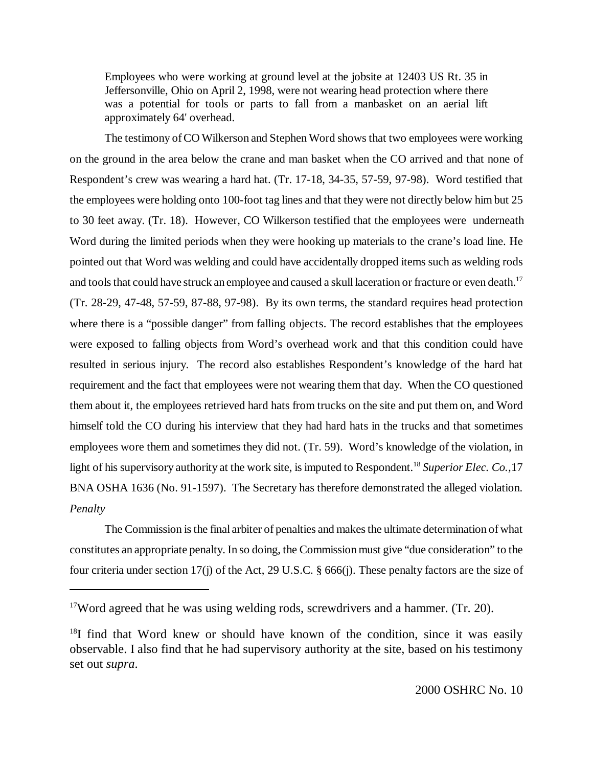> Employees who were working at ground level at the jobsite at 12403 US Rt. 35 in Jeffersonville, Ohio on April 2, 1998, were not wearing head protection where there was a potential for tools or parts to fall from a manbasket on an aerial lift approximately 64' overhead.

The testimony of CO Wilkerson and Stephen Word shows that two employees were working on the ground in the area below the crane and man basket when the CO arrived and that none of Respondent's crew was wearing a hard hat. (Tr. 17-18, 34-35, 57-59, 97-98). Word testified that the employees were holding onto 100-foot tag lines and that they were not directly below him but 25 to 30 feet away. (Tr. 18). However, CO Wilkerson testified that the employees were underneath Word during the limited periods when they were hooking up materials to the crane's load line. He pointed out that Word was welding and could have accidentally dropped items such as welding rods and tools that could have struck an employee and caused a skull laceration or fracture or even death.[17] (Tr. 28-29, 47-48, 57-59, 87-88, 97-98). By its own terms, the standard requires head protection where there is a "possible danger" from falling objects. The record establishes that the employees were exposed to falling objects from Word's overhead work and that this condition could have resulted in serious injury. The record also establishes Respondent's knowledge of the hard hat requirement and the fact that employees were not wearing them that day. When the CO questioned them about it, the employees retrieved hard hats from trucks on the site and put them on, and Word himself told the CO during his interview that they had hard hats in the trucks and that sometimes employees wore them and sometimes they did not. (Tr. 59). Word's knowledge of the violation, in light of his supervisory authority at the work site, is imputed to Respondent.[18] *Superior Elec. Co.*, 17 BNA OSHA 1636 (No. 91-1597). The Secretary has therefore demonstrated the alleged violation.

*Penalty*

The Commission is the final arbiter of penalties and makes the ultimate determination of what constitutes an appropriate penalty. In so doing, the Commission must give "due consideration" to the four criteria under section 17(j) of the Act, 29 U.S.C. § 666(j). These penalty factors are the size of

---

[17] Word agreed that he was using welding rods, screwdrivers and a hammer. (Tr. 20).

[18] I find that Word knew or should have known of the condition, since it was easily observable. I also find that he had supervisory authority at the site, based on his testimony set out *supra*.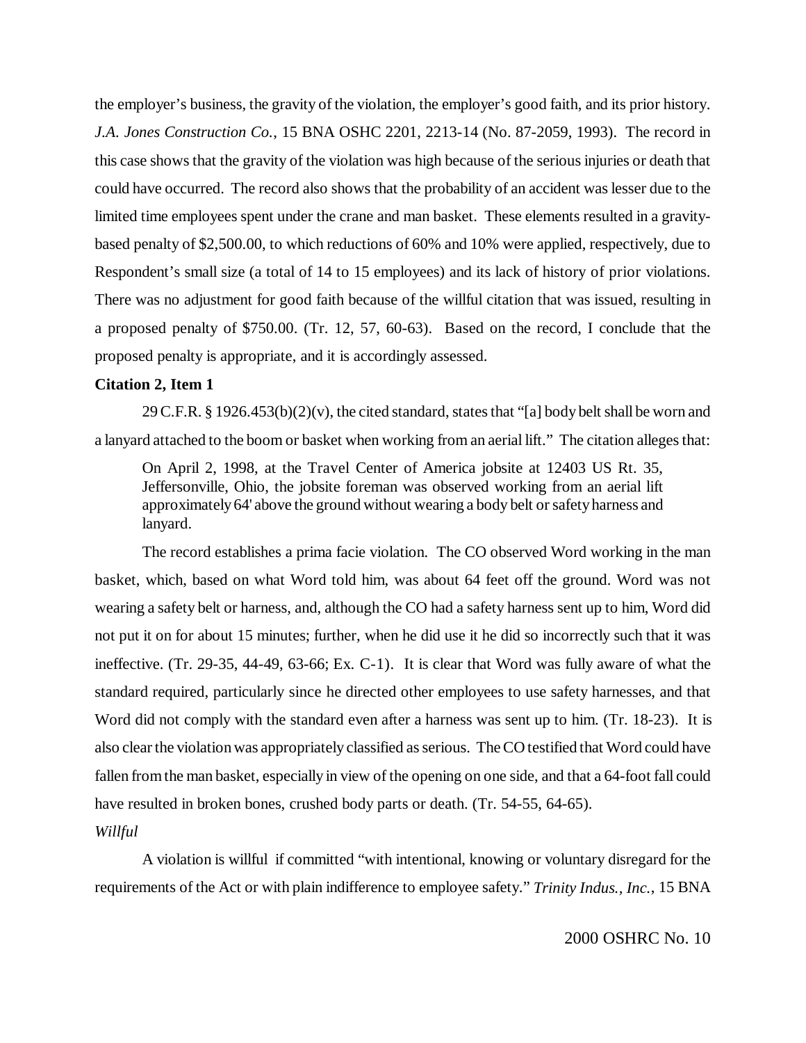the employer's business, the gravity of the violation, the employer's good faith, and its prior history. *J.A. Jones Construction Co.*, 15 BNA OSHC 2201, 2213-14 (No. 87-2059, 1993). The record in this case shows that the gravity of the violation was high because of the serious injuries or death that could have occurred. The record also shows that the probability of an accident was lesser due to the limited time employees spent under the crane and man basket. These elements resulted in a gravity-based penalty of $2,500.00, to which reductions of 60% and 10% were applied, respectively, due to Respondent's small size (a total of 14 to 15 employees) and its lack of history of prior violations. There was no adjustment for good faith because of the willful citation that was issued, resulting in a proposed penalty of $750.00. (Tr. 12, 57, 60-63). Based on the record, I conclude that the proposed penalty is appropriate, and it is accordingly assessed.

**Citation 2, Item 1**

29 C.F.R. § 1926.453(b)(2)(v), the cited standard, states that "[a] body belt shall be worn and a lanyard attached to the boom or basket when working from an aerial lift." The citation alleges that:

> On April 2, 1998, at the Travel Center of America jobsite at 12403 US Rt. 35, Jeffersonville, Ohio, the jobsite foreman was observed working from an aerial lift approximately 64' above the ground without wearing a body belt or safety harness and lanyard.

The record establishes a prima facie violation. The CO observed Word working in the man basket, which, based on what Word told him, was about 64 feet off the ground. Word was not wearing a safety belt or harness, and, although the CO had a safety harness sent up to him, Word did not put it on for about 15 minutes; further, when he did use it he did so incorrectly such that it was ineffective. (Tr. 29-35, 44-49, 63-66; Ex. C-1). It is clear that Word was fully aware of what the standard required, particularly since he directed other employees to use safety harnesses, and that Word did not comply with the standard even after a harness was sent up to him. (Tr. 18-23). It is also clear the violation was appropriately classified as serious. The CO testified that Word could have fallen from the man basket, especially in view of the opening on one side, and that a 64-foot fall could have resulted in broken bones, crushed body parts or death. (Tr. 54-55, 64-65).

*Willful*

A violation is willful if committed "with intentional, knowing or voluntary disregard for the requirements of the Act or with plain indifference to employee safety." *Trinity Indus., Inc.*, 15 BNA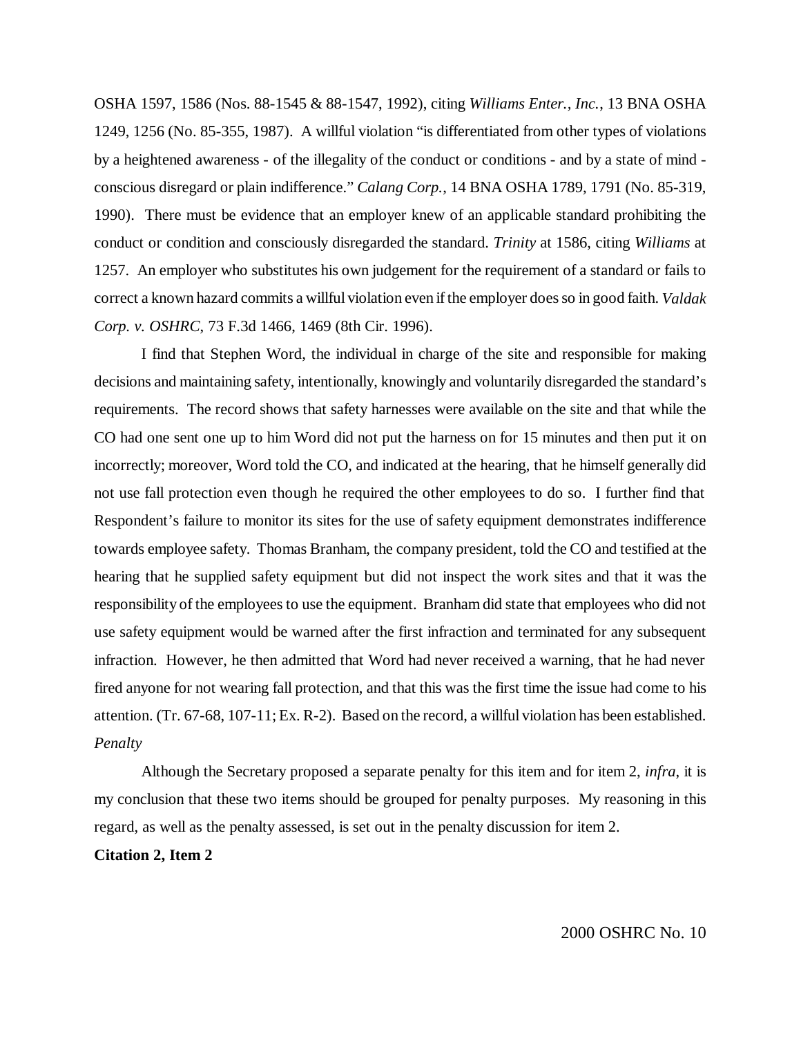OSHA 1597, 1586 (Nos. 88-1545 & 88-1547, 1992), citing *Williams Enter., Inc.*, 13 BNA OSHA 1249, 1256 (No. 85-355, 1987). A willful violation "is differentiated from other types of violations by a heightened awareness - of the illegality of the conduct or conditions - and by a state of mind - conscious disregard or plain indifference." *Calang Corp.*, 14 BNA OSHA 1789, 1791 (No. 85-319, 1990). There must be evidence that an employer knew of an applicable standard prohibiting the conduct or condition and consciously disregarded the standard. *Trinity* at 1586, citing *Williams* at 1257. An employer who substitutes his own judgement for the requirement of a standard or fails to correct a known hazard commits a willful violation even if the employer does so in good faith. *Valdak Corp. v. OSHRC*, 73 F.3d 1466, 1469 (8th Cir. 1996).

I find that Stephen Word, the individual in charge of the site and responsible for making decisions and maintaining safety, intentionally, knowingly and voluntarily disregarded the standard's requirements. The record shows that safety harnesses were available on the site and that while the CO had one sent one up to him Word did not put the harness on for 15 minutes and then put it on incorrectly; moreover, Word told the CO, and indicated at the hearing, that he himself generally did not use fall protection even though he required the other employees to do so. I further find that Respondent's failure to monitor its sites for the use of safety equipment demonstrates indifference towards employee safety. Thomas Branham, the company president, told the CO and testified at the hearing that he supplied safety equipment but did not inspect the work sites and that it was the responsibility of the employees to use the equipment. Branham did state that employees who did not use safety equipment would be warned after the first infraction and terminated for any subsequent infraction. However, he then admitted that Word had never received a warning, that he had never fired anyone for not wearing fall protection, and that this was the first time the issue had come to his attention. (Tr. 67-68, 107-11; Ex. R-2). Based on the record, a willful violation has been established.

*Penalty*

Although the Secretary proposed a separate penalty for this item and for item 2, *infra*, it is my conclusion that these two items should be grouped for penalty purposes. My reasoning in this regard, as well as the penalty assessed, is set out in the penalty discussion for item 2.

**Citation 2, Item 2**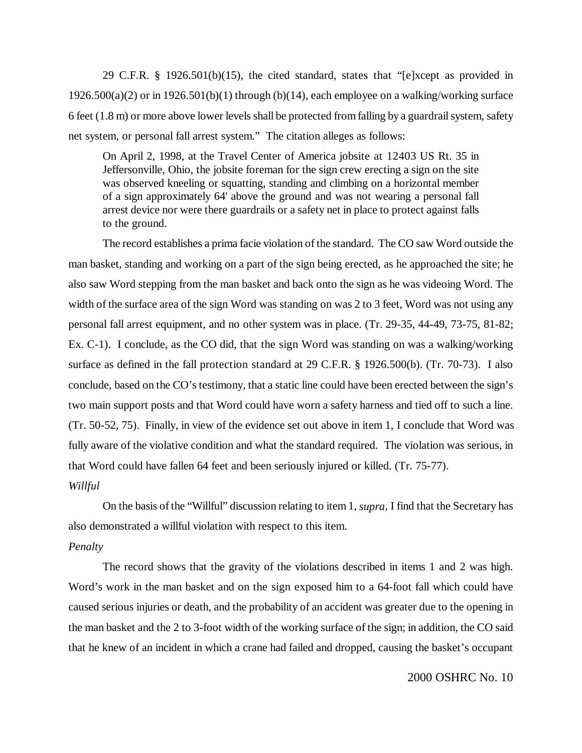29 C.F.R. § 1926.501(b)(15), the cited standard, states that "[e]xcept as provided in 1926.500(a)(2) or in 1926.501(b)(1) through (b)(14), each employee on a walking/working surface 6 feet (1.8 m) or more above lower levels shall be protected from falling by a guardrail system, safety net system, or personal fall arrest system." The citation alleges as follows:

> On April 2, 1998, at the Travel Center of America jobsite at 12403 US Rt. 35 in Jeffersonville, Ohio, the jobsite foreman for the sign crew erecting a sign on the site was observed kneeling or squatting, standing and climbing on a horizontal member of a sign approximately 64' above the ground and was not wearing a personal fall arrest device nor were there guardrails or a safety net in place to protect against falls to the ground.

The record establishes a prima facie violation of the standard. The CO saw Word outside the man basket, standing and working on a part of the sign being erected, as he approached the site; he also saw Word stepping from the man basket and back onto the sign as he was videoing Word. The width of the surface area of the sign Word was standing on was 2 to 3 feet, Word was not using any personal fall arrest equipment, and no other system was in place. (Tr. 29-35, 44-49, 73-75, 81-82; Ex. C-1). I conclude, as the CO did, that the sign Word was standing on was a walking/working surface as defined in the fall protection standard at 29 C.F.R. § 1926.500(b). (Tr. 70-73). I also conclude, based on the CO's testimony, that a static line could have been erected between the sign's two main support posts and that Word could have worn a safety harness and tied off to such a line. (Tr. 50-52, 75). Finally, in view of the evidence set out above in item 1, I conclude that Word was fully aware of the violative condition and what the standard required. The violation was serious, in that Word could have fallen 64 feet and been seriously injured or killed. (Tr. 75-77).

*Willful*

On the basis of the "Willful" discussion relating to item 1, *supra*, I find that the Secretary has also demonstrated a willful violation with respect to this item.

*Penalty*

The record shows that the gravity of the violations described in items 1 and 2 was high. Word's work in the man basket and on the sign exposed him to a 64-foot fall which could have caused serious injuries or death, and the probability of an accident was greater due to the opening in the man basket and the 2 to 3-foot width of the working surface of the sign; in addition, the CO said that he knew of an incident in which a crane had failed and dropped, causing the basket's occupant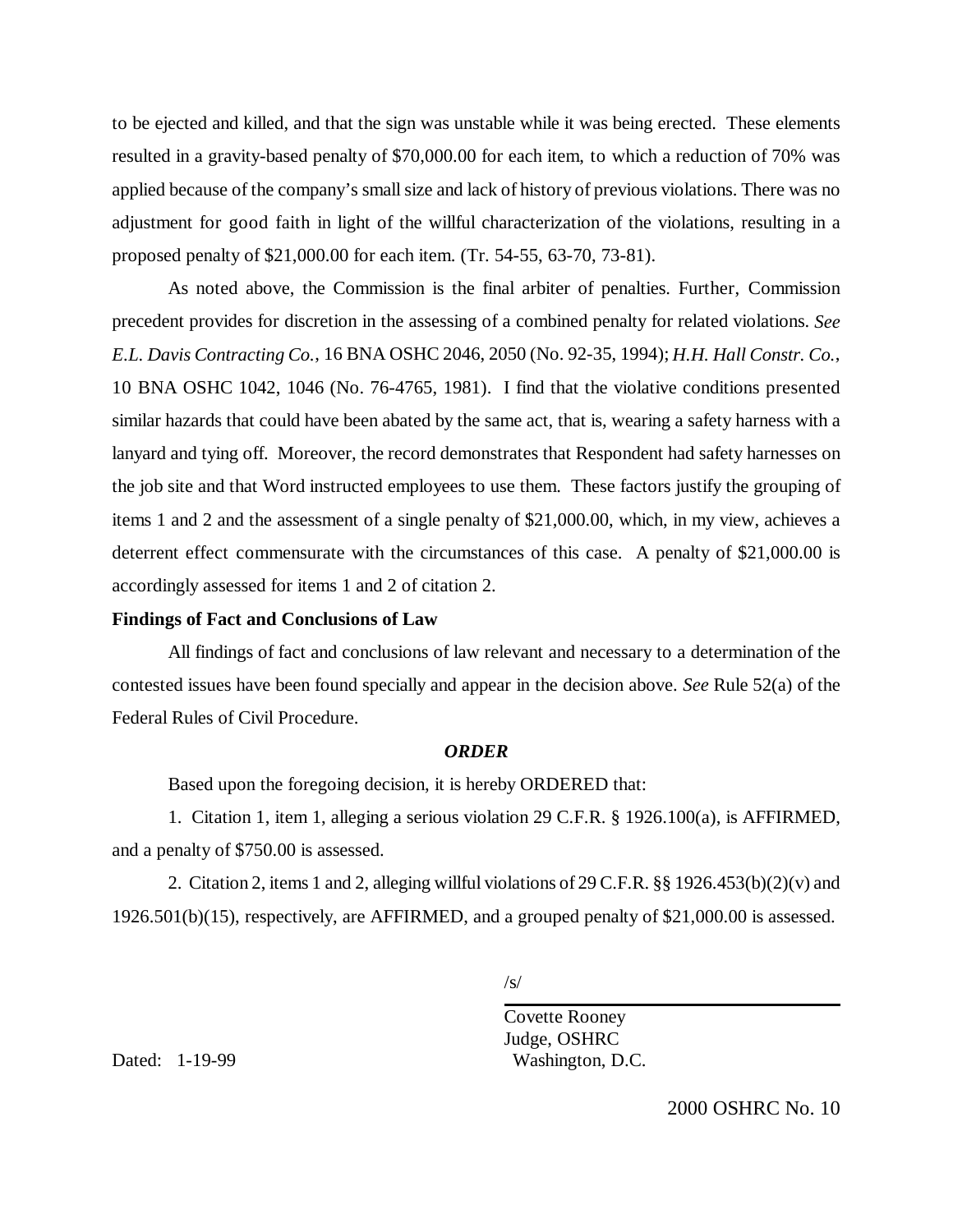to be ejected and killed, and that the sign was unstable while it was being erected. These elements resulted in a gravity-based penalty of $70,000.00 for each item, to which a reduction of 70% was applied because of the company's small size and lack of history of previous violations. There was no adjustment for good faith in light of the willful characterization of the violations, resulting in a proposed penalty of $21,000.00 for each item. (Tr. 54-55, 63-70, 73-81).

As noted above, the Commission is the final arbiter of penalties. Further, Commission precedent provides for discretion in the assessing of a combined penalty for related violations. *See E.L. Davis Contracting Co.*, 16 BNA OSHC 2046, 2050 (No. 92-35, 1994); *H.H. Hall Constr. Co.*, 10 BNA OSHC 1042, 1046 (No. 76-4765, 1981). I find that the violative conditions presented similar hazards that could have been abated by the same act, that is, wearing a safety harness with a lanyard and tying off. Moreover, the record demonstrates that Respondent had safety harnesses on the job site and that Word instructed employees to use them. These factors justify the grouping of items 1 and 2 and the assessment of a single penalty of $21,000.00, which, in my view, achieves a deterrent effect commensurate with the circumstances of this case. A penalty of $21,000.00 is accordingly assessed for items 1 and 2 of citation 2.

**Findings of Fact and Conclusions of Law**

All findings of fact and conclusions of law relevant and necessary to a determination of the contested issues have been found specially and appear in the decision above. *See* Rule 52(a) of the Federal Rules of Civil Procedure.

***ORDER***

Based upon the foregoing decision, it is hereby ORDERED that:

1. Citation 1, item 1, alleging a serious violation 29 C.F.R. § 1926.100(a), is AFFIRMED, and a penalty of $750.00 is assessed.

2. Citation 2, items 1 and 2, alleging willful violations of 29 C.F.R. §§ 1926.453(b)(2)(v) and 1926.501(b)(15), respectively, are AFFIRMED, and a grouped penalty of $21,000.00 is assessed.

/s/

Covette Rooney
Judge, OSHRC
Washington, D.C.

Dated: 1-19-99

2000 OSHRC No. 10